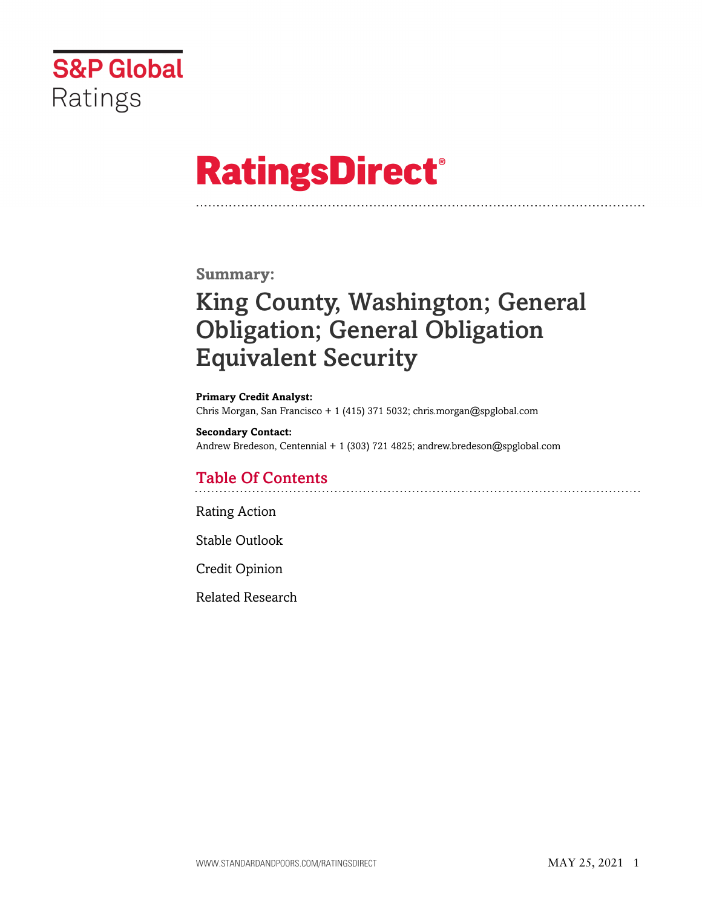S&P Global Ratings

# RatingsDirect®

**Summary:**

## King County, Washington; General Obligation; General Obligation Equivalent Security

**Primary Credit Analyst:**
Chris Morgan, San Francisco + 1 (415) 371 5032; chris.morgan@spglobal.com

**Secondary Contact:**
Andrew Bredeson, Centennial + 1 (303) 721 4825; andrew.bredeson@spglobal.com

### Table Of Contents

Rating Action

Stable Outlook

Credit Opinion

Related Research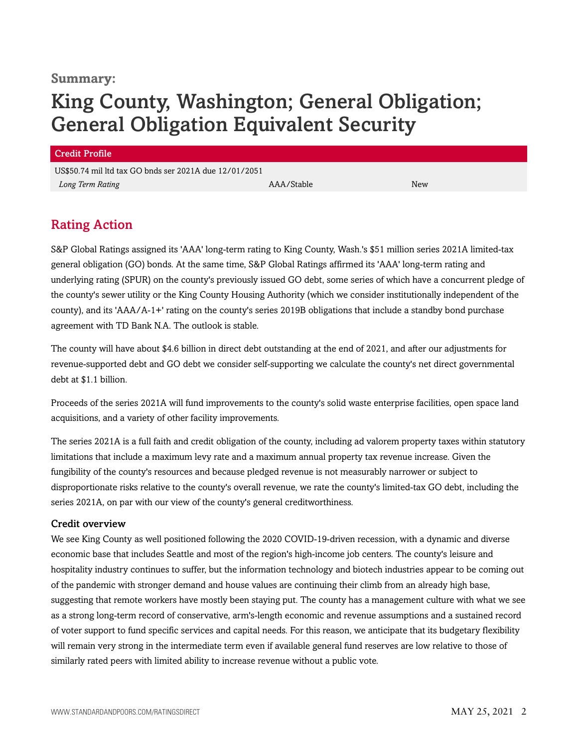**Summary:**

# King County, Washington; General Obligation; General Obligation Equivalent Security

| Credit Profile | | |
|---|---|---|
| US$50.74 mil ltd tax GO bnds ser 2021A due 12/01/2051 | | |
| *Long Term Rating* | AAA/Stable | New |

## Rating Action

S&P Global Ratings assigned its 'AAA' long-term rating to King County, Wash.'s $51 million series 2021A limited-tax general obligation (GO) bonds. At the same time, S&P Global Ratings affirmed its 'AAA' long-term rating and underlying rating (SPUR) on the county's previously issued GO debt, some series of which have a concurrent pledge of the county's sewer utility or the King County Housing Authority (which we consider institutionally independent of the county), and its 'AAA/A-1+' rating on the county's series 2019B obligations that include a standby bond purchase agreement with TD Bank N.A. The outlook is stable.

The county will have about $4.6 billion in direct debt outstanding at the end of 2021, and after our adjustments for revenue-supported debt and GO debt we consider self-supporting we calculate the county's net direct governmental debt at $1.1 billion.

Proceeds of the series 2021A will fund improvements to the county's solid waste enterprise facilities, open space land acquisitions, and a variety of other facility improvements.

The series 2021A is a full faith and credit obligation of the county, including ad valorem property taxes within statutory limitations that include a maximum levy rate and a maximum annual property tax revenue increase. Given the fungibility of the county's resources and because pledged revenue is not measurably narrower or subject to disproportionate risks relative to the county's overall revenue, we rate the county's limited-tax GO debt, including the series 2021A, on par with our view of the county's general creditworthiness.

### Credit overview

We see King County as well positioned following the 2020 COVID-19-driven recession, with a dynamic and diverse economic base that includes Seattle and most of the region's high-income job centers. The county's leisure and hospitality industry continues to suffer, but the information technology and biotech industries appear to be coming out of the pandemic with stronger demand and house values are continuing their climb from an already high base, suggesting that remote workers have mostly been staying put. The county has a management culture with what we see as a strong long-term record of conservative, arm's-length economic and revenue assumptions and a sustained record of voter support to fund specific services and capital needs. For this reason, we anticipate that its budgetary flexibility will remain very strong in the intermediate term even if available general fund reserves are low relative to those of similarly rated peers with limited ability to increase revenue without a public vote.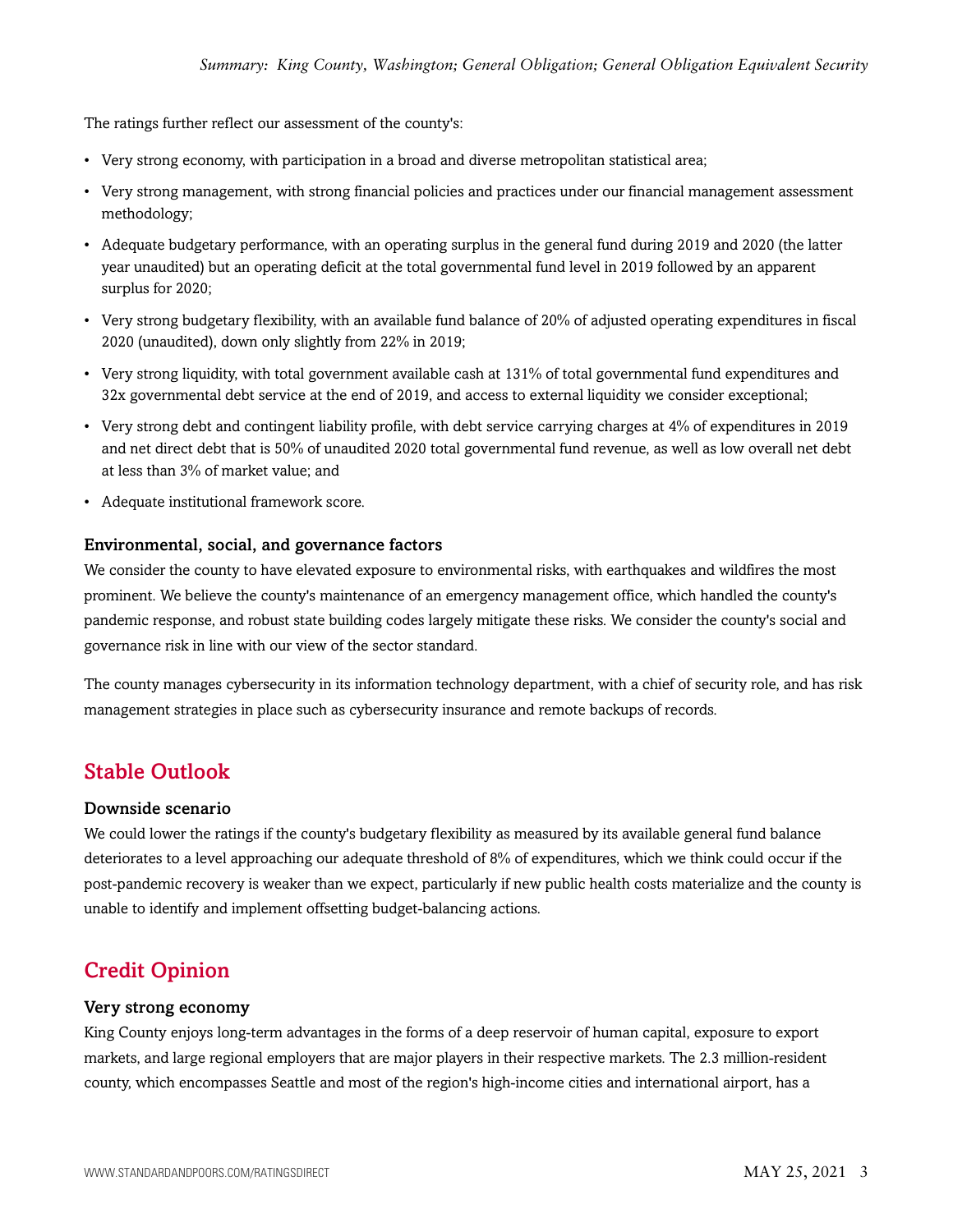The ratings further reflect our assessment of the county's:

- Very strong economy, with participation in a broad and diverse metropolitan statistical area;
- Very strong management, with strong financial policies and practices under our financial management assessment methodology;
- Adequate budgetary performance, with an operating surplus in the general fund during 2019 and 2020 (the latter year unaudited) but an operating deficit at the total governmental fund level in 2019 followed by an apparent surplus for 2020;
- Very strong budgetary flexibility, with an available fund balance of 20% of adjusted operating expenditures in fiscal 2020 (unaudited), down only slightly from 22% in 2019;
- Very strong liquidity, with total government available cash at 131% of total governmental fund expenditures and 32x governmental debt service at the end of 2019, and access to external liquidity we consider exceptional;
- Very strong debt and contingent liability profile, with debt service carrying charges at 4% of expenditures in 2019 and net direct debt that is 50% of unaudited 2020 total governmental fund revenue, as well as low overall net debt at less than 3% of market value; and
- Adequate institutional framework score.

### Environmental, social, and governance factors

We consider the county to have elevated exposure to environmental risks, with earthquakes and wildfires the most prominent. We believe the county's maintenance of an emergency management office, which handled the county's pandemic response, and robust state building codes largely mitigate these risks. We consider the county's social and governance risk in line with our view of the sector standard.

The county manages cybersecurity in its information technology department, with a chief of security role, and has risk management strategies in place such as cybersecurity insurance and remote backups of records.

## Stable Outlook

### Downside scenario

We could lower the ratings if the county's budgetary flexibility as measured by its available general fund balance deteriorates to a level approaching our adequate threshold of 8% of expenditures, which we think could occur if the post-pandemic recovery is weaker than we expect, particularly if new public health costs materialize and the county is unable to identify and implement offsetting budget-balancing actions.

## Credit Opinion

### Very strong economy

King County enjoys long-term advantages in the forms of a deep reservoir of human capital, exposure to export markets, and large regional employers that are major players in their respective markets. The 2.3 million-resident county, which encompasses Seattle and most of the region's high-income cities and international airport, has a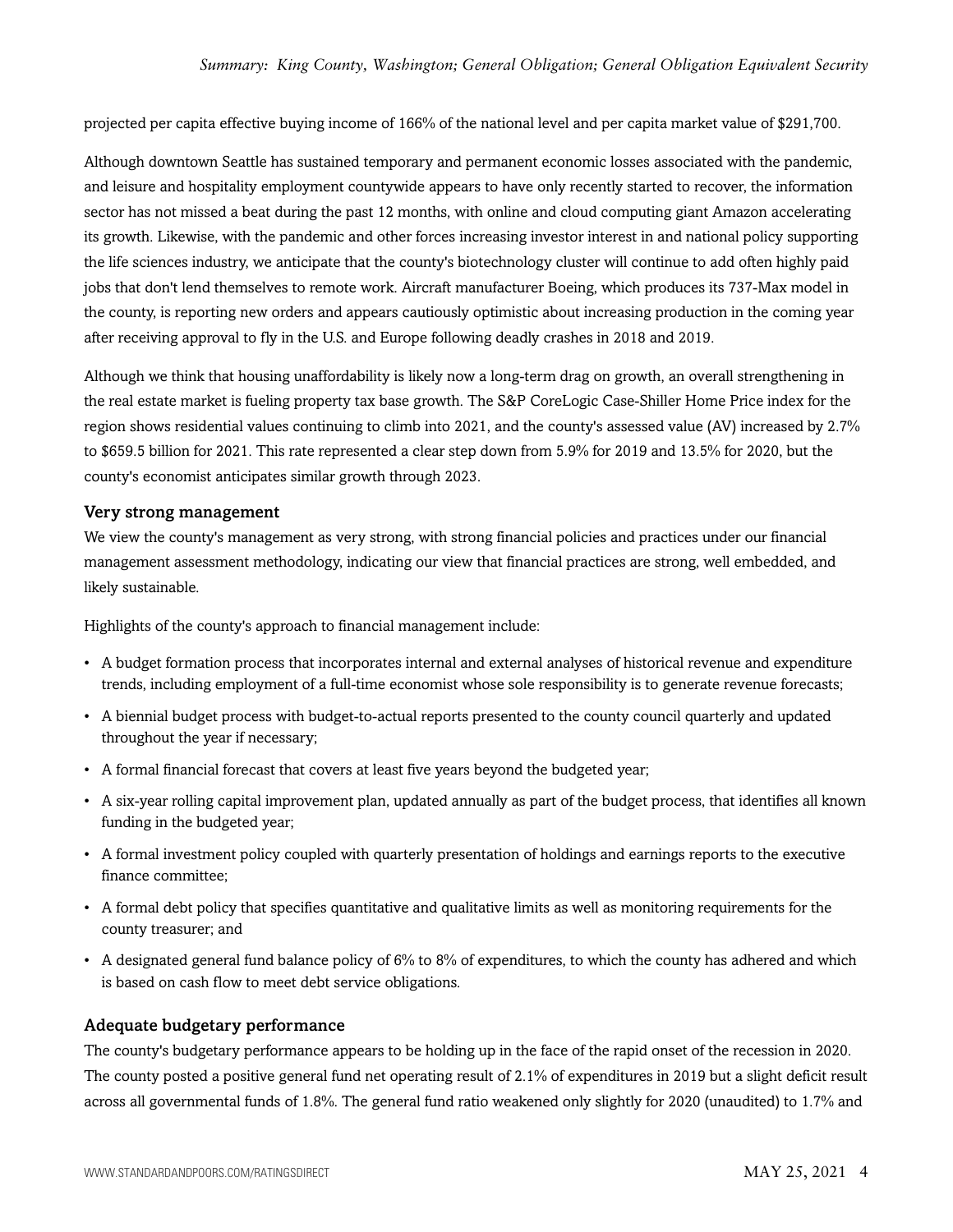projected per capita effective buying income of 166% of the national level and per capita market value of $291,700.

Although downtown Seattle has sustained temporary and permanent economic losses associated with the pandemic, and leisure and hospitality employment countywide appears to have only recently started to recover, the information sector has not missed a beat during the past 12 months, with online and cloud computing giant Amazon accelerating its growth. Likewise, with the pandemic and other forces increasing investor interest in and national policy supporting the life sciences industry, we anticipate that the county's biotechnology cluster will continue to add often highly paid jobs that don't lend themselves to remote work. Aircraft manufacturer Boeing, which produces its 737-Max model in the county, is reporting new orders and appears cautiously optimistic about increasing production in the coming year after receiving approval to fly in the U.S. and Europe following deadly crashes in 2018 and 2019.

Although we think that housing unaffordability is likely now a long-term drag on growth, an overall strengthening in the real estate market is fueling property tax base growth. The S&P CoreLogic Case-Shiller Home Price index for the region shows residential values continuing to climb into 2021, and the county's assessed value (AV) increased by 2.7% to $659.5 billion for 2021. This rate represented a clear step down from 5.9% for 2019 and 13.5% for 2020, but the county's economist anticipates similar growth through 2023.

### Very strong management

We view the county's management as very strong, with strong financial policies and practices under our financial management assessment methodology, indicating our view that financial practices are strong, well embedded, and likely sustainable.

Highlights of the county's approach to financial management include:

- A budget formation process that incorporates internal and external analyses of historical revenue and expenditure trends, including employment of a full-time economist whose sole responsibility is to generate revenue forecasts;
- A biennial budget process with budget-to-actual reports presented to the county council quarterly and updated throughout the year if necessary;
- A formal financial forecast that covers at least five years beyond the budgeted year;
- A six-year rolling capital improvement plan, updated annually as part of the budget process, that identifies all known funding in the budgeted year;
- A formal investment policy coupled with quarterly presentation of holdings and earnings reports to the executive finance committee;
- A formal debt policy that specifies quantitative and qualitative limits as well as monitoring requirements for the county treasurer; and
- A designated general fund balance policy of 6% to 8% of expenditures, to which the county has adhered and which is based on cash flow to meet debt service obligations.

### Adequate budgetary performance

The county's budgetary performance appears to be holding up in the face of the rapid onset of the recession in 2020. The county posted a positive general fund net operating result of 2.1% of expenditures in 2019 but a slight deficit result across all governmental funds of 1.8%. The general fund ratio weakened only slightly for 2020 (unaudited) to 1.7% and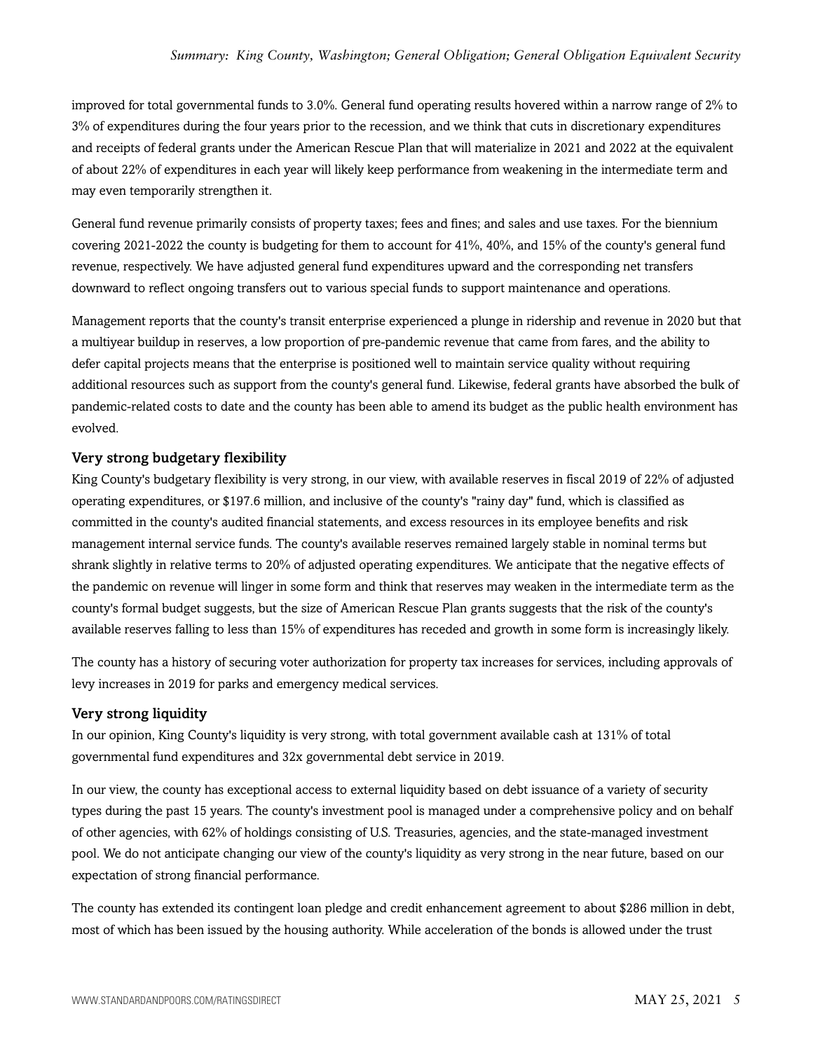improved for total governmental funds to 3.0%. General fund operating results hovered within a narrow range of 2% to 3% of expenditures during the four years prior to the recession, and we think that cuts in discretionary expenditures and receipts of federal grants under the American Rescue Plan that will materialize in 2021 and 2022 at the equivalent of about 22% of expenditures in each year will likely keep performance from weakening in the intermediate term and may even temporarily strengthen it.

General fund revenue primarily consists of property taxes; fees and fines; and sales and use taxes. For the biennium covering 2021-2022 the county is budgeting for them to account for 41%, 40%, and 15% of the county's general fund revenue, respectively. We have adjusted general fund expenditures upward and the corresponding net transfers downward to reflect ongoing transfers out to various special funds to support maintenance and operations.

Management reports that the county's transit enterprise experienced a plunge in ridership and revenue in 2020 but that a multiyear buildup in reserves, a low proportion of pre-pandemic revenue that came from fares, and the ability to defer capital projects means that the enterprise is positioned well to maintain service quality without requiring additional resources such as support from the county's general fund. Likewise, federal grants have absorbed the bulk of pandemic-related costs to date and the county has been able to amend its budget as the public health environment has evolved.

### Very strong budgetary flexibility

King County's budgetary flexibility is very strong, in our view, with available reserves in fiscal 2019 of 22% of adjusted operating expenditures, or $197.6 million, and inclusive of the county's "rainy day" fund, which is classified as committed in the county's audited financial statements, and excess resources in its employee benefits and risk management internal service funds. The county's available reserves remained largely stable in nominal terms but shrank slightly in relative terms to 20% of adjusted operating expenditures. We anticipate that the negative effects of the pandemic on revenue will linger in some form and think that reserves may weaken in the intermediate term as the county's formal budget suggests, but the size of American Rescue Plan grants suggests that the risk of the county's available reserves falling to less than 15% of expenditures has receded and growth in some form is increasingly likely.

The county has a history of securing voter authorization for property tax increases for services, including approvals of levy increases in 2019 for parks and emergency medical services.

### Very strong liquidity

In our opinion, King County's liquidity is very strong, with total government available cash at 131% of total governmental fund expenditures and 32x governmental debt service in 2019.

In our view, the county has exceptional access to external liquidity based on debt issuance of a variety of security types during the past 15 years. The county's investment pool is managed under a comprehensive policy and on behalf of other agencies, with 62% of holdings consisting of U.S. Treasuries, agencies, and the state-managed investment pool. We do not anticipate changing our view of the county's liquidity as very strong in the near future, based on our expectation of strong financial performance.

The county has extended its contingent loan pledge and credit enhancement agreement to about $286 million in debt, most of which has been issued by the housing authority. While acceleration of the bonds is allowed under the trust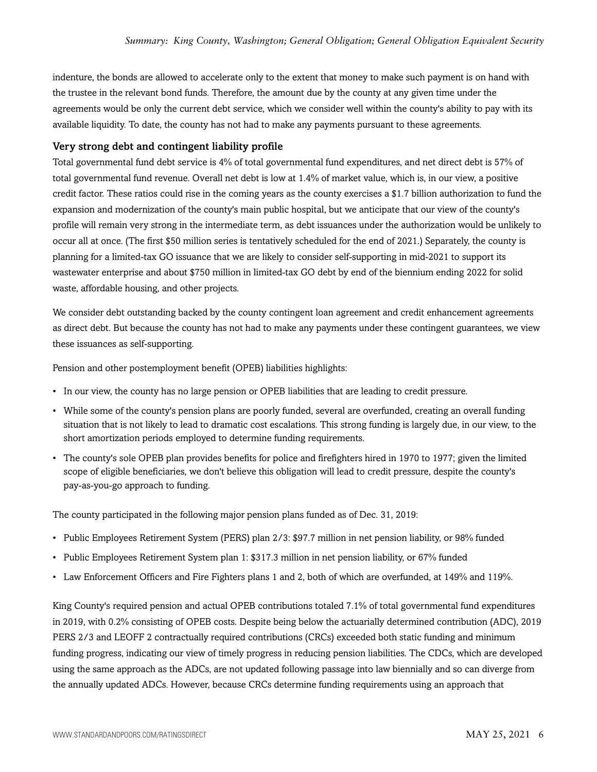indenture, the bonds are allowed to accelerate only to the extent that money to make such payment is on hand with the trustee in the relevant bond funds. Therefore, the amount due by the county at any given time under the agreements would be only the current debt service, which we consider well within the county's ability to pay with its available liquidity. To date, the county has not had to make any payments pursuant to these agreements.

### Very strong debt and contingent liability profile

Total governmental fund debt service is 4% of total governmental fund expenditures, and net direct debt is 57% of total governmental fund revenue. Overall net debt is low at 1.4% of market value, which is, in our view, a positive credit factor. These ratios could rise in the coming years as the county exercises a $1.7 billion authorization to fund the expansion and modernization of the county's main public hospital, but we anticipate that our view of the county's profile will remain very strong in the intermediate term, as debt issuances under the authorization would be unlikely to occur all at once. (The first $50 million series is tentatively scheduled for the end of 2021.) Separately, the county is planning for a limited-tax GO issuance that we are likely to consider self-supporting in mid-2021 to support its wastewater enterprise and about $750 million in limited-tax GO debt by end of the biennium ending 2022 for solid waste, affordable housing, and other projects.

We consider debt outstanding backed by the county contingent loan agreement and credit enhancement agreements as direct debt. But because the county has not had to make any payments under these contingent guarantees, we view these issuances as self-supporting.

Pension and other postemployment benefit (OPEB) liabilities highlights:

- In our view, the county has no large pension or OPEB liabilities that are leading to credit pressure.
- While some of the county's pension plans are poorly funded, several are overfunded, creating an overall funding situation that is not likely to lead to dramatic cost escalations. This strong funding is largely due, in our view, to the short amortization periods employed to determine funding requirements.
- The county's sole OPEB plan provides benefits for police and firefighters hired in 1970 to 1977; given the limited scope of eligible beneficiaries, we don't believe this obligation will lead to credit pressure, despite the county's pay-as-you-go approach to funding.

The county participated in the following major pension plans funded as of Dec. 31, 2019:

- Public Employees Retirement System (PERS) plan 2/3: $97.7 million in net pension liability, or 98% funded
- Public Employees Retirement System plan 1: $317.3 million in net pension liability, or 67% funded
- Law Enforcement Officers and Fire Fighters plans 1 and 2, both of which are overfunded, at 149% and 119%.

King County's required pension and actual OPEB contributions totaled 7.1% of total governmental fund expenditures in 2019, with 0.2% consisting of OPEB costs. Despite being below the actuarially determined contribution (ADC), 2019 PERS 2/3 and LEOFF 2 contractually required contributions (CRCs) exceeded both static funding and minimum funding progress, indicating our view of timely progress in reducing pension liabilities. The CDCs, which are developed using the same approach as the ADCs, are not updated following passage into law biennially and so can diverge from the annually updated ADCs. However, because CRCs determine funding requirements using an approach that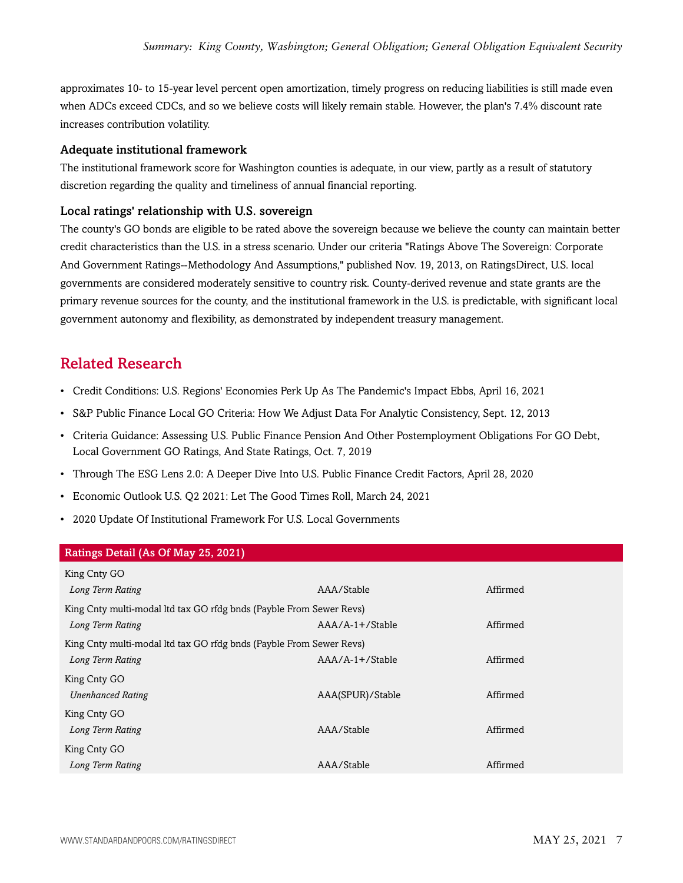approximates 10- to 15-year level percent open amortization, timely progress on reducing liabilities is still made even when ADCs exceed CDCs, and so we believe costs will likely remain stable. However, the plan's 7.4% discount rate increases contribution volatility.

### Adequate institutional framework

The institutional framework score for Washington counties is adequate, in our view, partly as a result of statutory discretion regarding the quality and timeliness of annual financial reporting.

### Local ratings' relationship with U.S. sovereign

The county's GO bonds are eligible to be rated above the sovereign because we believe the county can maintain better credit characteristics than the U.S. in a stress scenario. Under our criteria "Ratings Above The Sovereign: Corporate And Government Ratings--Methodology And Assumptions," published Nov. 19, 2013, on RatingsDirect, U.S. local governments are considered moderately sensitive to country risk. County-derived revenue and state grants are the primary revenue sources for the county, and the institutional framework in the U.S. is predictable, with significant local government autonomy and flexibility, as demonstrated by independent treasury management.

## Related Research

- Credit Conditions: U.S. Regions' Economies Perk Up As The Pandemic's Impact Ebbs, April 16, 2021
- S&P Public Finance Local GO Criteria: How We Adjust Data For Analytic Consistency, Sept. 12, 2013
- Criteria Guidance: Assessing U.S. Public Finance Pension And Other Postemployment Obligations For GO Debt, Local Government GO Ratings, And State Ratings, Oct. 7, 2019
- Through The ESG Lens 2.0: A Deeper Dive Into U.S. Public Finance Credit Factors, April 28, 2020
- Economic Outlook U.S. Q2 2021: Let The Good Times Roll, March 24, 2021
- 2020 Update Of Institutional Framework For U.S. Local Governments

| Ratings Detail (As Of May 25, 2021) | | |
|---|---|---|
| King Cnty GO | | |
| *Long Term Rating* | AAA/Stable | Affirmed |
| King Cnty multi-modal ltd tax GO rfdg bnds (Payble From Sewer Revs) | | |
| *Long Term Rating* | AAA/A-1+/Stable | Affirmed |
| King Cnty multi-modal ltd tax GO rfdg bnds (Payble From Sewer Revs) | | |
| *Long Term Rating* | AAA/A-1+/Stable | Affirmed |
| King Cnty GO | | |
| *Unenhanced Rating* | AAA(SPUR)/Stable | Affirmed |
| King Cnty GO | | |
| *Long Term Rating* | AAA/Stable | Affirmed |
| King Cnty GO | | |
| *Long Term Rating* | AAA/Stable | Affirmed |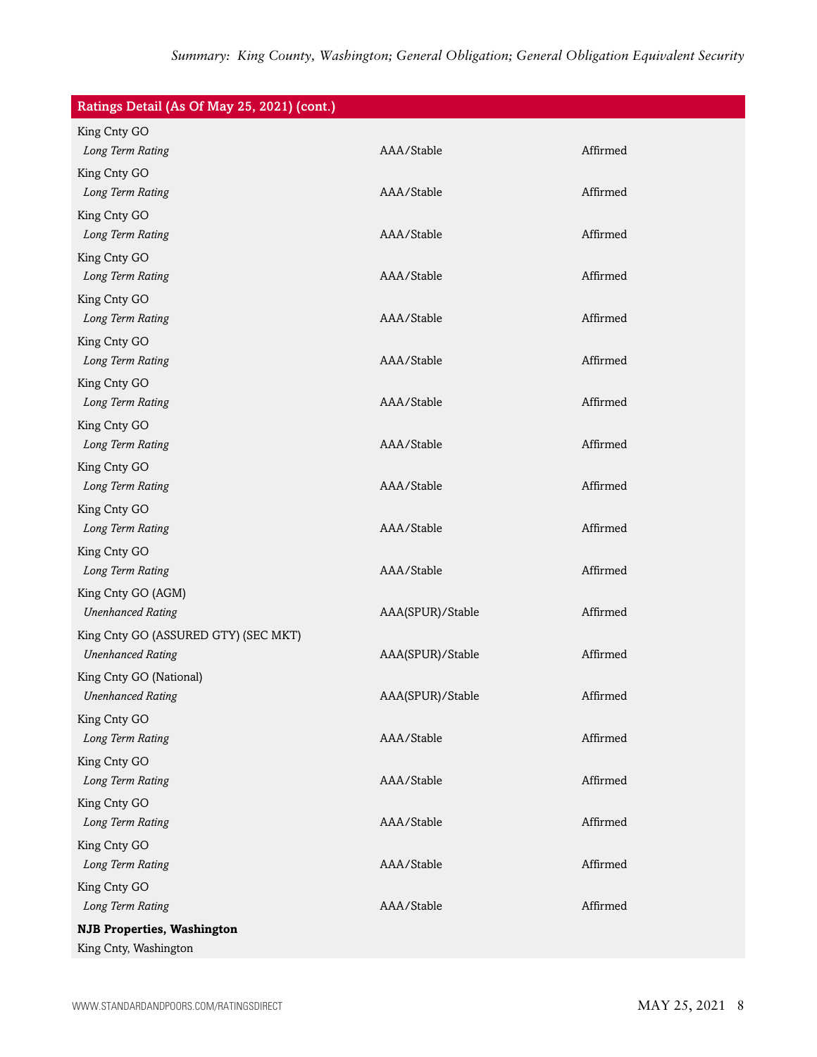| Ratings Detail (As Of May 25, 2021) (cont.) | | |
|---|---|---|
| King Cnty GO | | |
| *Long Term Rating* | AAA/Stable | Affirmed |
| King Cnty GO | | |
| *Long Term Rating* | AAA/Stable | Affirmed |
| King Cnty GO | | |
| *Long Term Rating* | AAA/Stable | Affirmed |
| King Cnty GO | | |
| *Long Term Rating* | AAA/Stable | Affirmed |
| King Cnty GO | | |
| *Long Term Rating* | AAA/Stable | Affirmed |
| King Cnty GO | | |
| *Long Term Rating* | AAA/Stable | Affirmed |
| King Cnty GO | | |
| *Long Term Rating* | AAA/Stable | Affirmed |
| King Cnty GO | | |
| *Long Term Rating* | AAA/Stable | Affirmed |
| King Cnty GO | | |
| *Long Term Rating* | AAA/Stable | Affirmed |
| King Cnty GO | | |
| *Long Term Rating* | AAA/Stable | Affirmed |
| King Cnty GO | | |
| *Long Term Rating* | AAA/Stable | Affirmed |
| King Cnty GO (AGM) | | |
| *Unenhanced Rating* | AAA(SPUR)/Stable | Affirmed |
| King Cnty GO (ASSURED GTY) (SEC MKT) | | |
| *Unenhanced Rating* | AAA(SPUR)/Stable | Affirmed |
| King Cnty GO (National) | | |
| *Unenhanced Rating* | AAA(SPUR)/Stable | Affirmed |
| King Cnty GO | | |
| *Long Term Rating* | AAA/Stable | Affirmed |
| King Cnty GO | | |
| *Long Term Rating* | AAA/Stable | Affirmed |
| King Cnty GO | | |
| *Long Term Rating* | AAA/Stable | Affirmed |
| King Cnty GO | | |
| *Long Term Rating* | AAA/Stable | Affirmed |
| King Cnty GO | | |
| *Long Term Rating* | AAA/Stable | Affirmed |
| **NJB Properties, Washington** | | |
| King Cnty, Washington | | |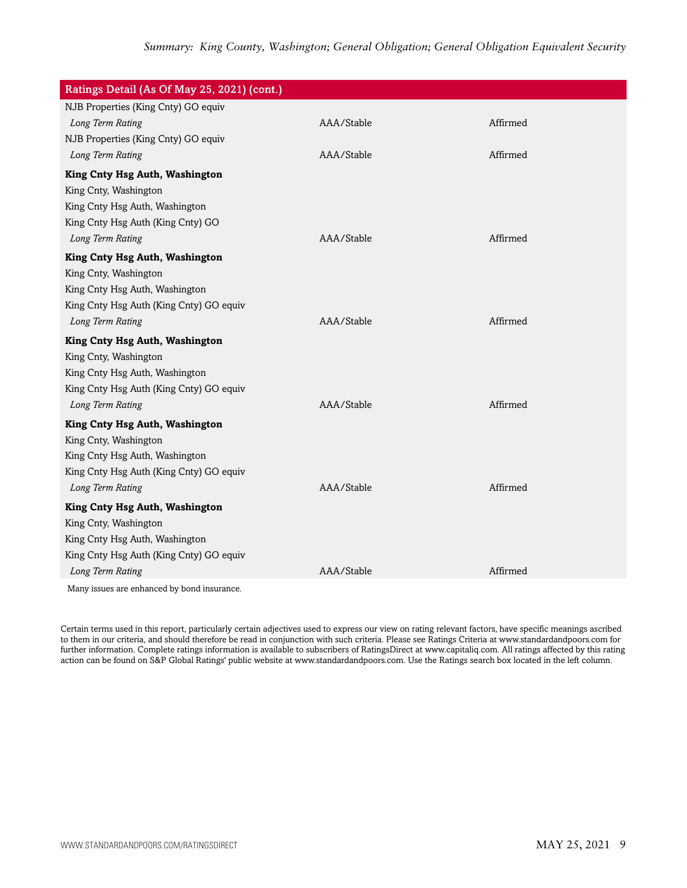| Ratings Detail (As Of May 25, 2021) (cont.) | | |
|---|---|---|
| NJB Properties (King Cnty) GO equiv | | |
| *Long Term Rating* | AAA/Stable | Affirmed |
| NJB Properties (King Cnty) GO equiv | | |
| *Long Term Rating* | AAA/Stable | Affirmed |
| **King Cnty Hsg Auth, Washington** | | |
| King Cnty, Washington | | |
| King Cnty Hsg Auth, Washington | | |
| King Cnty Hsg Auth (King Cnty) GO | | |
| *Long Term Rating* | AAA/Stable | Affirmed |
| **King Cnty Hsg Auth, Washington** | | |
| King Cnty, Washington | | |
| King Cnty Hsg Auth, Washington | | |
| King Cnty Hsg Auth (King Cnty) GO equiv | | |
| *Long Term Rating* | AAA/Stable | Affirmed |
| **King Cnty Hsg Auth, Washington** | | |
| King Cnty, Washington | | |
| King Cnty Hsg Auth, Washington | | |
| King Cnty Hsg Auth (King Cnty) GO equiv | | |
| *Long Term Rating* | AAA/Stable | Affirmed |
| **King Cnty Hsg Auth, Washington** | | |
| King Cnty, Washington | | |
| King Cnty Hsg Auth, Washington | | |
| King Cnty Hsg Auth (King Cnty) GO equiv | | |
| *Long Term Rating* | AAA/Stable | Affirmed |
| **King Cnty Hsg Auth, Washington** | | |
| King Cnty, Washington | | |
| King Cnty Hsg Auth, Washington | | |
| King Cnty Hsg Auth (King Cnty) GO equiv | | |
| *Long Term Rating* | AAA/Stable | Affirmed |

Many issues are enhanced by bond insurance.

Certain terms used in this report, particularly certain adjectives used to express our view on rating relevant factors, have specific meanings ascribed to them in our criteria, and should therefore be read in conjunction with such criteria. Please see Ratings Criteria at www.standardandpoors.com for further information. Complete ratings information is available to subscribers of RatingsDirect at www.capitaliq.com. All ratings affected by this rating action can be found on S&P Global Ratings' public website at www.standardandpoors.com. Use the Ratings search box located in the left column.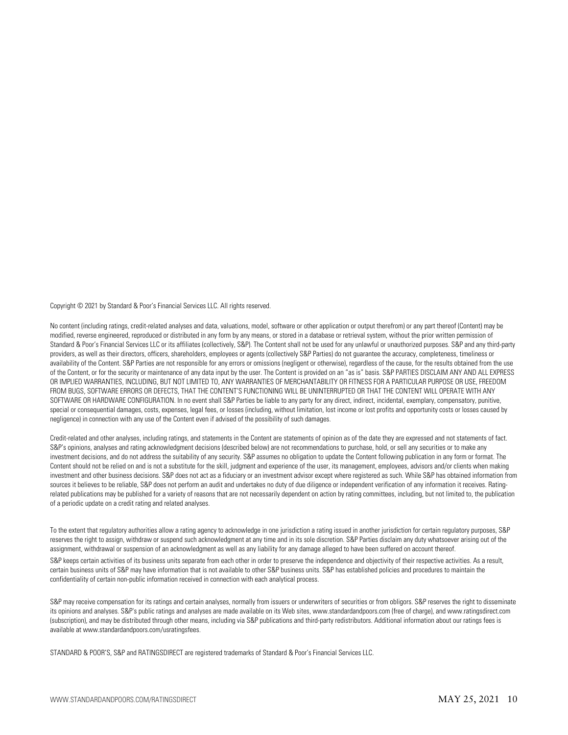Copyright © 2021 by Standard & Poor's Financial Services LLC. All rights reserved.

No content (including ratings, credit-related analyses and data, valuations, model, software or other application or output therefrom) or any part thereof (Content) may be modified, reverse engineered, reproduced or distributed in any form by any means, or stored in a database or retrieval system, without the prior written permission of Standard & Poor's Financial Services LLC or its affiliates (collectively, S&P). The Content shall not be used for any unlawful or unauthorized purposes. S&P and any third-party providers, as well as their directors, officers, shareholders, employees or agents (collectively S&P Parties) do not guarantee the accuracy, completeness, timeliness or availability of the Content. S&P Parties are not responsible for any errors or omissions (negligent or otherwise), regardless of the cause, for the results obtained from the use of the Content, or for the security or maintenance of any data input by the user. The Content is provided on an "as is" basis. S&P PARTIES DISCLAIM ANY AND ALL EXPRESS OR IMPLIED WARRANTIES, INCLUDING, BUT NOT LIMITED TO, ANY WARRANTIES OF MERCHANTABILITY OR FITNESS FOR A PARTICULAR PURPOSE OR USE, FREEDOM FROM BUGS, SOFTWARE ERRORS OR DEFECTS, THAT THE CONTENT'S FUNCTIONING WILL BE UNINTERRUPTED OR THAT THE CONTENT WILL OPERATE WITH ANY SOFTWARE OR HARDWARE CONFIGURATION. In no event shall S&P Parties be liable to any party for any direct, indirect, incidental, exemplary, compensatory, punitive, special or consequential damages, costs, expenses, legal fees, or losses (including, without limitation, lost income or lost profits and opportunity costs or losses caused by negligence) in connection with any use of the Content even if advised of the possibility of such damages.

Credit-related and other analyses, including ratings, and statements in the Content are statements of opinion as of the date they are expressed and not statements of fact. S&P's opinions, analyses and rating acknowledgment decisions (described below) are not recommendations to purchase, hold, or sell any securities or to make any investment decisions, and do not address the suitability of any security. S&P assumes no obligation to update the Content following publication in any form or format. The Content should not be relied on and is not a substitute for the skill, judgment and experience of the user, its management, employees, advisors and/or clients when making investment and other business decisions. S&P does not act as a fiduciary or an investment advisor except where registered as such. While S&P has obtained information from sources it believes to be reliable, S&P does not perform an audit and undertakes no duty of due diligence or independent verification of any information it receives. Rating-related publications may be published for a variety of reasons that are not necessarily dependent on action by rating committees, including, but not limited to, the publication of a periodic update on a credit rating and related analyses.

To the extent that regulatory authorities allow a rating agency to acknowledge in one jurisdiction a rating issued in another jurisdiction for certain regulatory purposes, S&P reserves the right to assign, withdraw or suspend such acknowledgment at any time and in its sole discretion. S&P Parties disclaim any duty whatsoever arising out of the assignment, withdrawal or suspension of an acknowledgment as well as any liability for any damage alleged to have been suffered on account thereof.

S&P keeps certain activities of its business units separate from each other in order to preserve the independence and objectivity of their respective activities. As a result, certain business units of S&P may have information that is not available to other S&P business units. S&P has established policies and procedures to maintain the confidentiality of certain non-public information received in connection with each analytical process.

S&P may receive compensation for its ratings and certain analyses, normally from issuers or underwriters of securities or from obligors. S&P reserves the right to disseminate its opinions and analyses. S&P's public ratings and analyses are made available on its Web sites, www.standardandpoors.com (free of charge), and www.ratingsdirect.com (subscription), and may be distributed through other means, including via S&P publications and third-party redistributors. Additional information about our ratings fees is available at www.standardandpoors.com/usratingsfees.

STANDARD & POOR'S, S&P and RATINGSDIRECT are registered trademarks of Standard & Poor's Financial Services LLC.